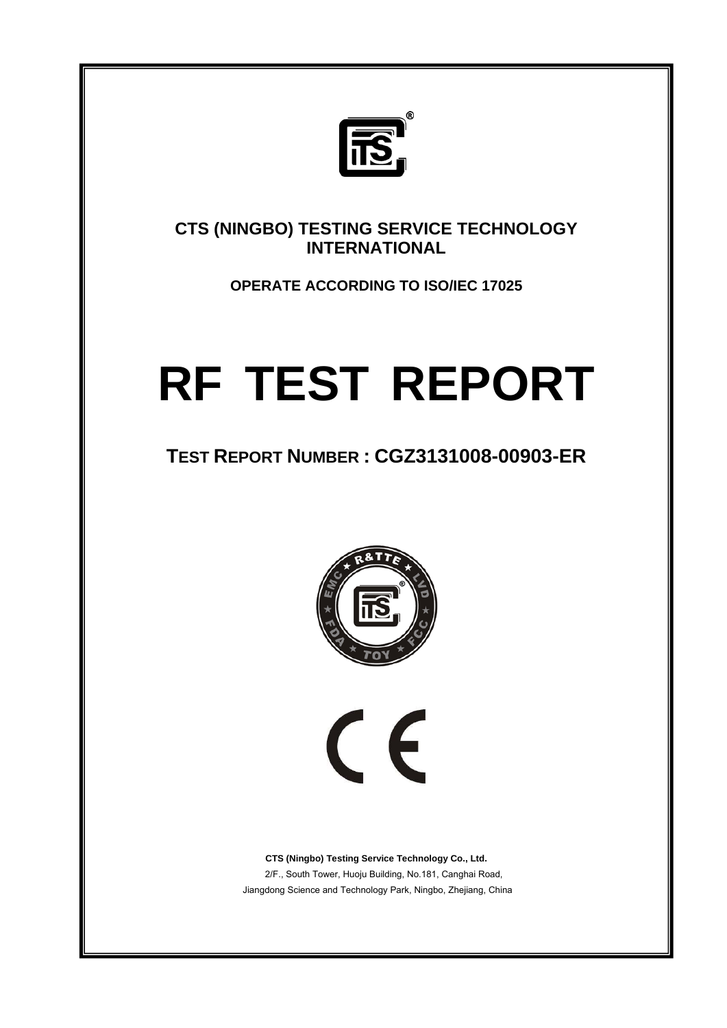**CTS (NINGBO) TESTING SERVICE TECHNOLOGY INTERNATIONAL**

**OPERATE ACCORDING TO ISO/IEC 17025**

# RF TEST REPORT

## TEST REPORT NUMBER : CGZ3131008-00903-ER

**CTS (Ningbo) Testing Service Technology Co., Ltd.**

2/F., South Tower, Huoju Building, No.181, Canghai Road,

Jiangdong Science and Technology Park, Ningbo, Zhejiang, China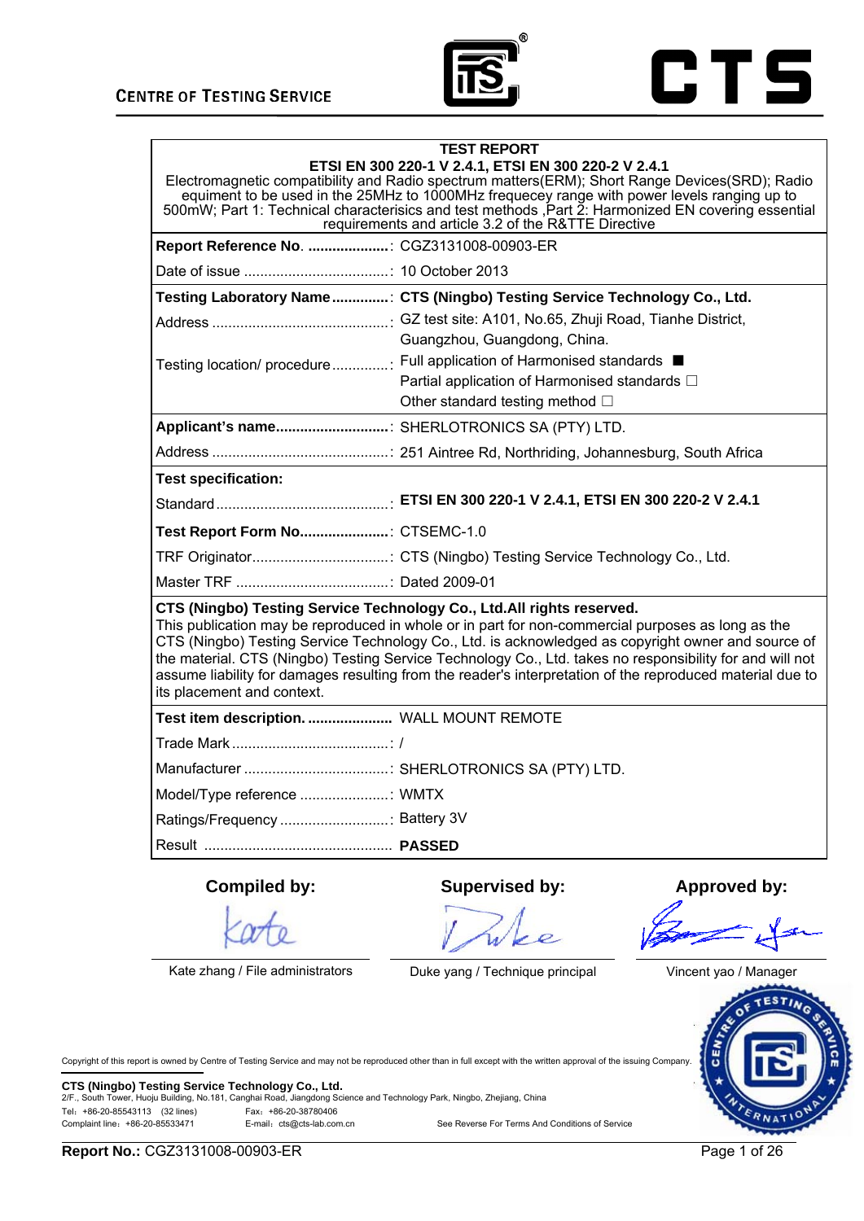CENTRE OF TESTING SERVICE

CTS

| TEST REPORT<br>ETSI EN 300 220-1 V 2.4.1, ETSI EN 300 220-2 V 2.4.1<br>Electromagnetic compatibility and Radio spectrum matters(ERM); Short Range Devices(SRD); Radio equiment to be used in the 25MHz to 1000MHz frequecey range with power levels ranging up to 500mW; Part 1: Technical characterisics and test methods ,Part 2: Harmonized EN covering essential requirements and article 3.2 of the R&TTE Directive | |
|---|---|
| **Report Reference No**. ....................: | CGZ3131008-00903-ER |
| Date of issue ....................................: | 10 October 2013 |
| **Testing Laboratory Name** ..............: | **CTS (Ningbo) Testing Service Technology Co., Ltd.** |
| Address ............................................: | GZ test site: A101, No.65, Zhuji Road, Tianhe District, Guangzhou, Guangdong, China. |
| Testing location/ procedure ..............: | Full application of Harmonised standards ■<br>Partial application of Harmonised standards □<br>Other standard testing method □ |
| **Applicant's name**............................: | SHERLOTRONICS SA (PTY) LTD. |
| Address ............................................: | 251 Aintree Rd, Northriding, Johannesburg, South Africa |
| **Test specification:** | |
| Standard ...........................................: | **ETSI EN 300 220-1 V 2.4.1, ETSI EN 300 220-2 V 2.4.1** |
| **Test Report Form No**......................: | CTSEMC-1.0 |
| TRF Originator..................................: | CTS (Ningbo) Testing Service Technology Co., Ltd. |
| Master TRF ......................................: | Dated 2009-01 |
| **CTS (Ningbo) Testing Service Technology Co., Ltd.All rights reserved.**<br>This publication may be reproduced in whole or in part for non-commercial purposes as long as the CTS (Ningbo) Testing Service Technology Co., Ltd. is acknowledged as copyright owner and source of the material. CTS (Ningbo) Testing Service Technology Co., Ltd. takes no responsibility for and will not assume liability for damages resulting from the reader's interpretation of the reproduced material due to its placement and context. | |
| **Test item description.** ..................... | WALL MOUNT REMOTE |
| Trade Mark .......................................: | / |
| Manufacturer ....................................: | SHERLOTRONICS SA (PTY) LTD. |
| Model/Type reference ......................: | WMTX |
| Ratings/Frequency ...........................: | Battery 3V |
| Result ............................................... | **PASSED** |

| **Compiled by:** | **Supervised by:** | **Approved by:** |
|---|---|---|
| Kate | Duke | (signature) |
| Kate zhang / File administrators | Duke yang / Technique principal | Vincent yao / Manager |

Copyright of this report is owned by Centre of Testing Service and may not be reproduced other than in full except with the written approval of the issuing Company.

**CTS (Ningbo) Testing Service Technology Co., Ltd.**
2/F., South Tower, Huoju Building, No.181, Canghai Road, Jiangdong Science and Technology Park, Ningbo, Zhejiang, China
Tel：+86-20-85543113 (32 lines) Fax：+86-20-38780406
Complaint line：+86-20-85533471 E-mail：cts@cts-lab.com.cn See Reverse For Terms And Conditions of Service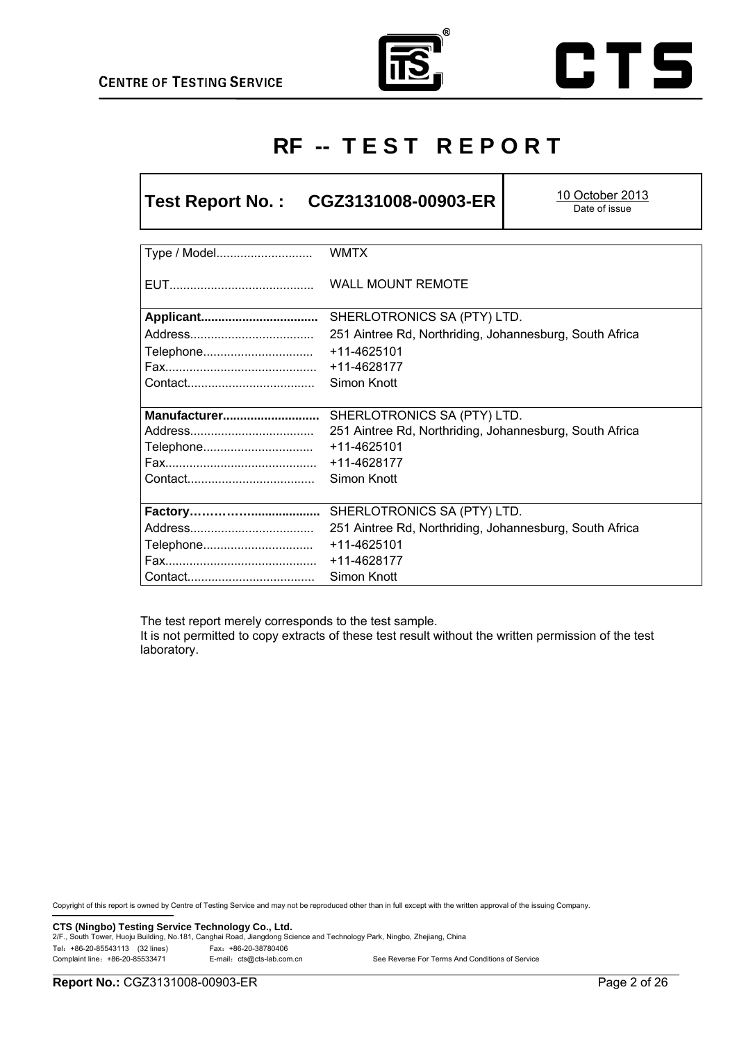# RF -- TEST REPORT

| Test Report No. : CGZ3131008-00903-ER | 10 October 2013<br>Date of issue |
|---|---|

| | |
|---|---|
| Type / Model........................... | WMTX |
| EUT.......................................... | WALL MOUNT REMOTE |
| **Applicant..................................** | SHERLOTRONICS SA (PTY) LTD. |
| Address.................................... | 251 Aintree Rd, Northriding, Johannesburg, South Africa |
| Telephone................................ | +11-4625101 |
| Fax............................................ | +11-4628177 |
| Contact..................................... | Simon Knott |
| **Manufacturer............................** | SHERLOTRONICS SA (PTY) LTD. |
| Address.................................... | 251 Aintree Rd, Northriding, Johannesburg, South Africa |
| Telephone................................ | +11-4625101 |
| Fax............................................ | +11-4628177 |
| Contact..................................... | Simon Knott |
| **Factory………………..................** | SHERLOTRONICS SA (PTY) LTD. |
| Address.................................... | 251 Aintree Rd, Northriding, Johannesburg, South Africa |
| Telephone................................ | +11-4625101 |
| Fax............................................ | +11-4628177 |
| Contact..................................... | Simon Knott |

The test report merely corresponds to the test sample.
It is not permitted to copy extracts of these test result without the written permission of the test laboratory.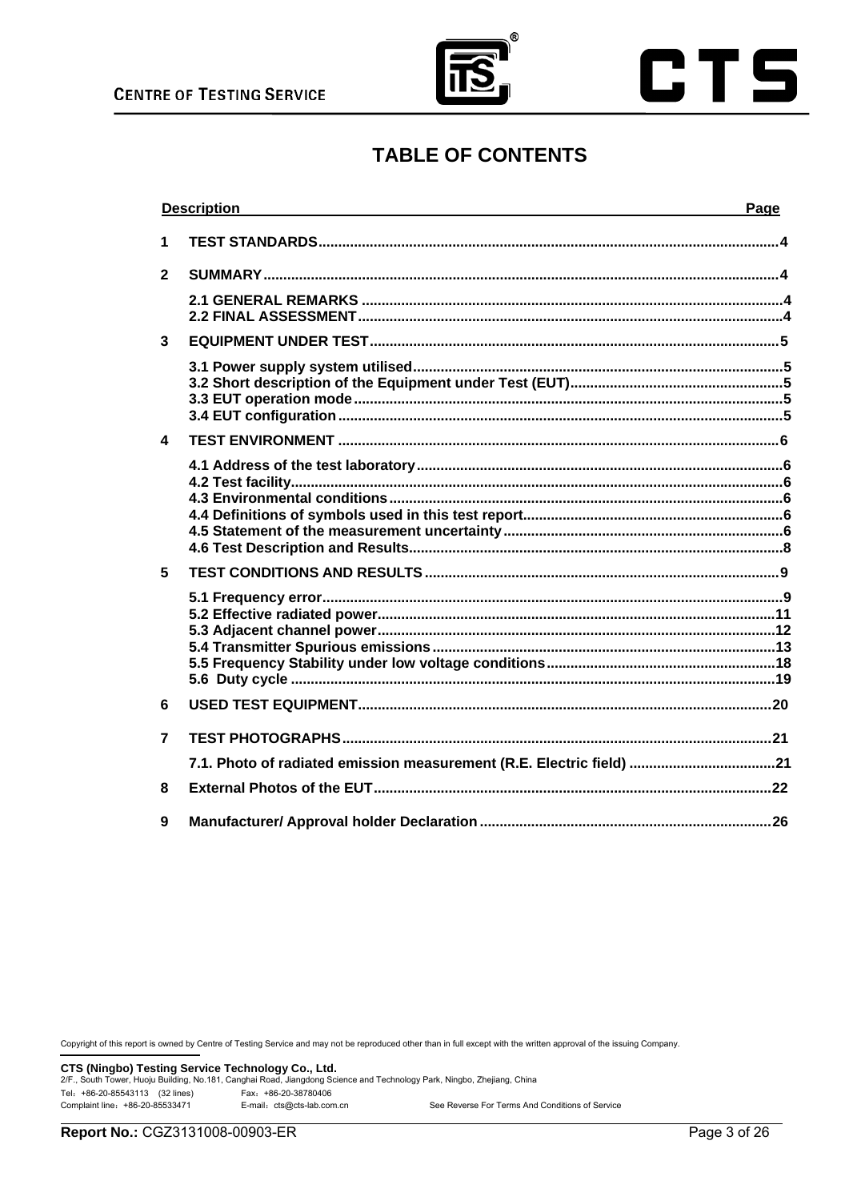# TABLE OF CONTENTS

| Description | | Page |
|---|---|---|
| 1 | TEST STANDARDS | 4 |
| 2 | SUMMARY | 4 |
| | 2.1 GENERAL REMARKS | 4 |
| | 2.2 FINAL ASSESSMENT | 4 |
| 3 | EQUIPMENT UNDER TEST | 5 |
| | 3.1 Power supply system utilised | 5 |
| | 3.2 Short description of the Equipment under Test (EUT) | 5 |
| | 3.3 EUT operation mode | 5 |
| | 3.4 EUT configuration | 5 |
| 4 | TEST ENVIRONMENT | 6 |
| | 4.1 Address of the test laboratory | 6 |
| | 4.2 Test facility | 6 |
| | 4.3 Environmental conditions | 6 |
| | 4.4 Definitions of symbols used in this test report | 6 |
| | 4.5 Statement of the measurement uncertainty | 6 |
| | 4.6 Test Description and Results | 8 |
| 5 | TEST CONDITIONS AND RESULTS | 9 |
| | 5.1 Frequency error | 9 |
| | 5.2 Effective radiated power | 11 |
| | 5.3 Adjacent channel power | 12 |
| | 5.4 Transmitter Spurious emissions | 13 |
| | 5.5 Frequency Stability under low voltage conditions | 18 |
| | 5.6 Duty cycle | 19 |
| 6 | USED TEST EQUIPMENT | 20 |
| 7 | TEST PHOTOGRAPHS | 21 |
| | 7.1. Photo of radiated emission measurement (R.E. Electric field) | 21 |
| 8 | External Photos of the EUT | 22 |
| 9 | Manufacturer/ Approval holder Declaration | 26 |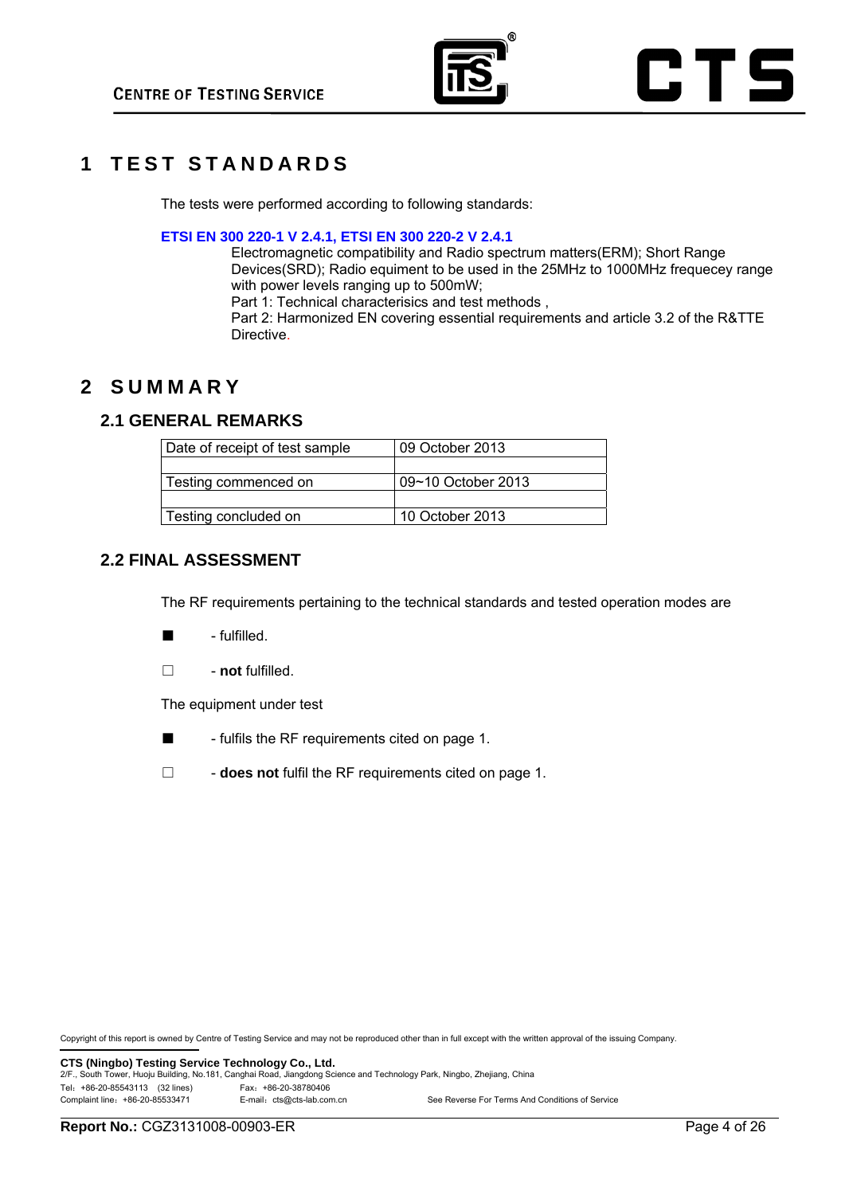# 1 TEST STANDARDS

The tests were performed according to following standards:

**ETSI EN 300 220-1 V 2.4.1, ETSI EN 300 220-2 V 2.4.1**

Electromagnetic compatibility and Radio spectrum matters(ERM); Short Range Devices(SRD); Radio equiment to be used in the 25MHz to 1000MHz frequecey range with power levels ranging up to 500mW;
Part 1: Technical characterisics and test methods ,
Part 2: Harmonized EN covering essential requirements and article 3.2 of the R&TTE Directive.

# 2 SUMMARY

## 2.1 GENERAL REMARKS

| Date of receipt of test sample | 09 October 2013 |
|---|---|
| | |
| Testing commenced on | 09~10 October 2013 |
| | |
| Testing concluded on | 10 October 2013 |

## 2.2 FINAL ASSESSMENT

The RF requirements pertaining to the technical standards and tested operation modes are

■ - fulfilled.

□ - **not** fulfilled.

The equipment under test

■ - fulfils the RF requirements cited on page 1.

□ - **does not** fulfil the RF requirements cited on page 1.

Copyright of this report is owned by Centre of Testing Service and may not be reproduced other than in full except with the written approval of the issuing Company.

**CTS (Ningbo) Testing Service Technology Co., Ltd.**
2/F., South Tower, Huoju Building, No.181, Canghai Road, Jiangdong Science and Technology Park, Ningbo, Zhejiang, China
Tel：+86-20-85543113 (32 lines) Fax：+86-20-38780406
Complaint line：+86-20-85533471 E-mail：cts@cts-lab.com.cn See Reverse For Terms And Conditions of Service

**Report No.:** CGZ3131008-00903-ER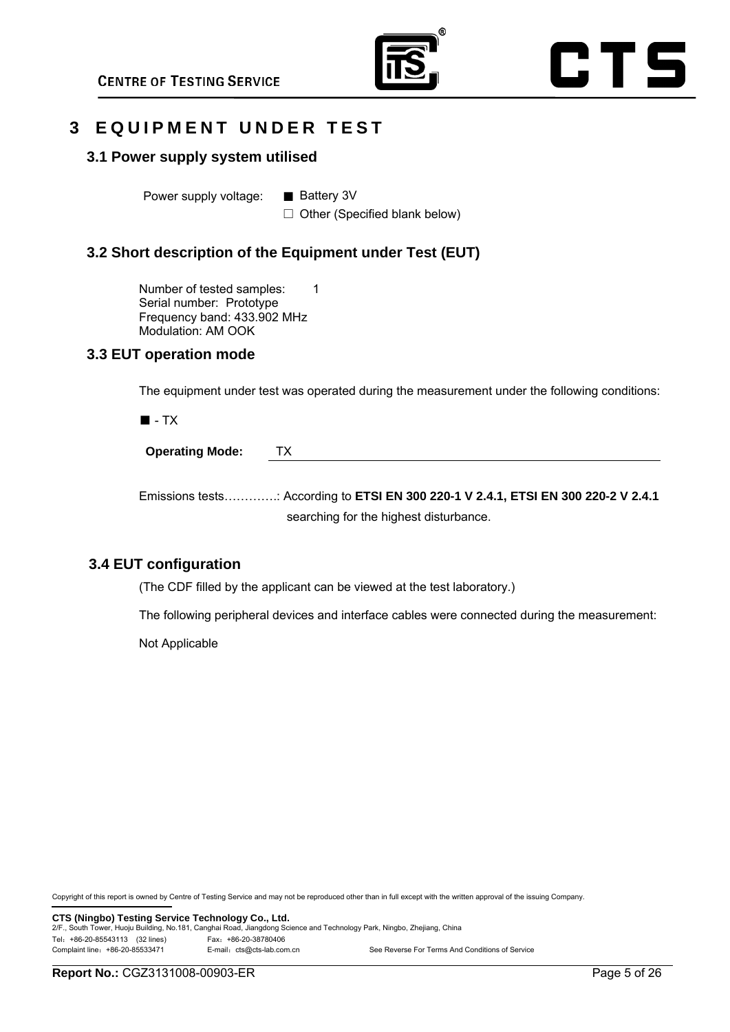# 3 EQUIPMENT UNDER TEST

## 3.1 Power supply system utilised

Power supply voltage: ■ Battery 3V

□ Other (Specified blank below)

## 3.2 Short description of the Equipment under Test (EUT)

Number of tested samples: 1
Serial number: Prototype
Frequency band: 433.902 MHz
Modulation: AM OOK

## 3.3 EUT operation mode

The equipment under test was operated during the measurement under the following conditions:

■ - TX

**Operating Mode:** TX

Emissions tests…………: According to **ETSI EN 300 220-1 V 2.4.1, ETSI EN 300 220-2 V 2.4.1** searching for the highest disturbance.

## 3.4 EUT configuration

(The CDF filled by the applicant can be viewed at the test laboratory.)

The following peripheral devices and interface cables were connected during the measurement:

Not Applicable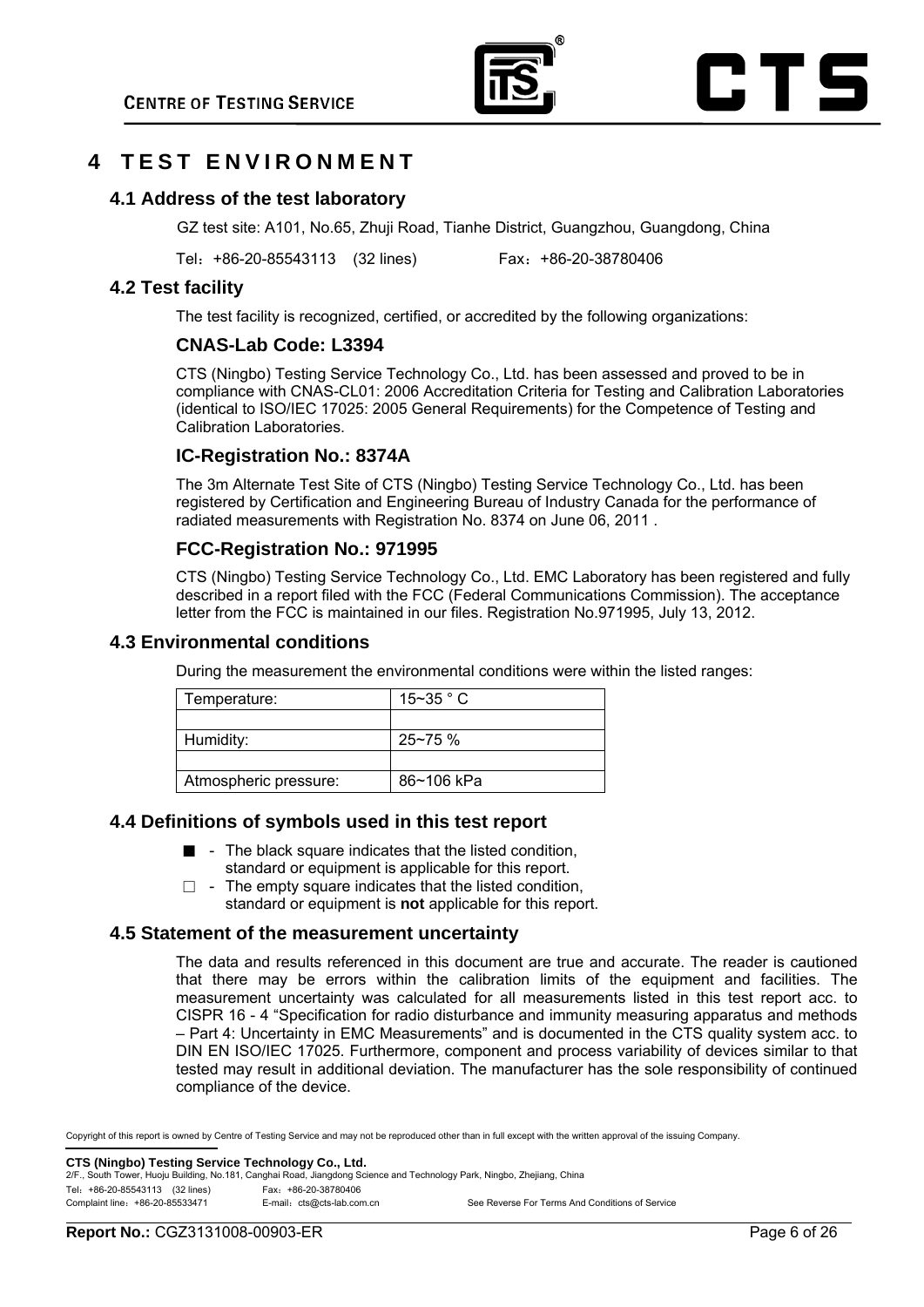# 4 TEST ENVIRONMENT

## 4.1 Address of the test laboratory

GZ test site: A101, No.65, Zhuji Road, Tianhe District, Guangzhou, Guangdong, China

Tel：+86-20-85543113 (32 lines) Fax：+86-20-38780406

## 4.2 Test facility

The test facility is recognized, certified, or accredited by the following organizations:

### CNAS-Lab Code: L3394

CTS (Ningbo) Testing Service Technology Co., Ltd. has been assessed and proved to be in compliance with CNAS-CL01: 2006 Accreditation Criteria for Testing and Calibration Laboratories (identical to ISO/IEC 17025: 2005 General Requirements) for the Competence of Testing and Calibration Laboratories.

### IC-Registration No.: 8374A

The 3m Alternate Test Site of CTS (Ningbo) Testing Service Technology Co., Ltd. has been registered by Certification and Engineering Bureau of Industry Canada for the performance of radiated measurements with Registration No. 8374 on June 06, 2011 .

### FCC-Registration No.: 971995

CTS (Ningbo) Testing Service Technology Co., Ltd. EMC Laboratory has been registered and fully described in a report filed with the FCC (Federal Communications Commission). The acceptance letter from the FCC is maintained in our files. Registration No.971995, July 13, 2012.

## 4.3 Environmental conditions

During the measurement the environmental conditions were within the listed ranges:

| Temperature: | 15~35 ° C |
|---|---|
| | |
| Humidity: | 25~75 % |
| | |
| Atmospheric pressure: | 86~106 kPa |

## 4.4 Definitions of symbols used in this test report

- ■ - The black square indicates that the listed condition, standard or equipment is applicable for this report.
- □ - The empty square indicates that the listed condition, standard or equipment is **not** applicable for this report.

## 4.5 Statement of the measurement uncertainty

The data and results referenced in this document are true and accurate. The reader is cautioned that there may be errors within the calibration limits of the equipment and facilities. The measurement uncertainty was calculated for all measurements listed in this test report acc. to CISPR 16 - 4 “Specification for radio disturbance and immunity measuring apparatus and methods – Part 4: Uncertainty in EMC Measurements” and is documented in the CTS quality system acc. to DIN EN ISO/IEC 17025. Furthermore, component and process variability of devices similar to that tested may result in additional deviation. The manufacturer has the sole responsibility of continued compliance of the device.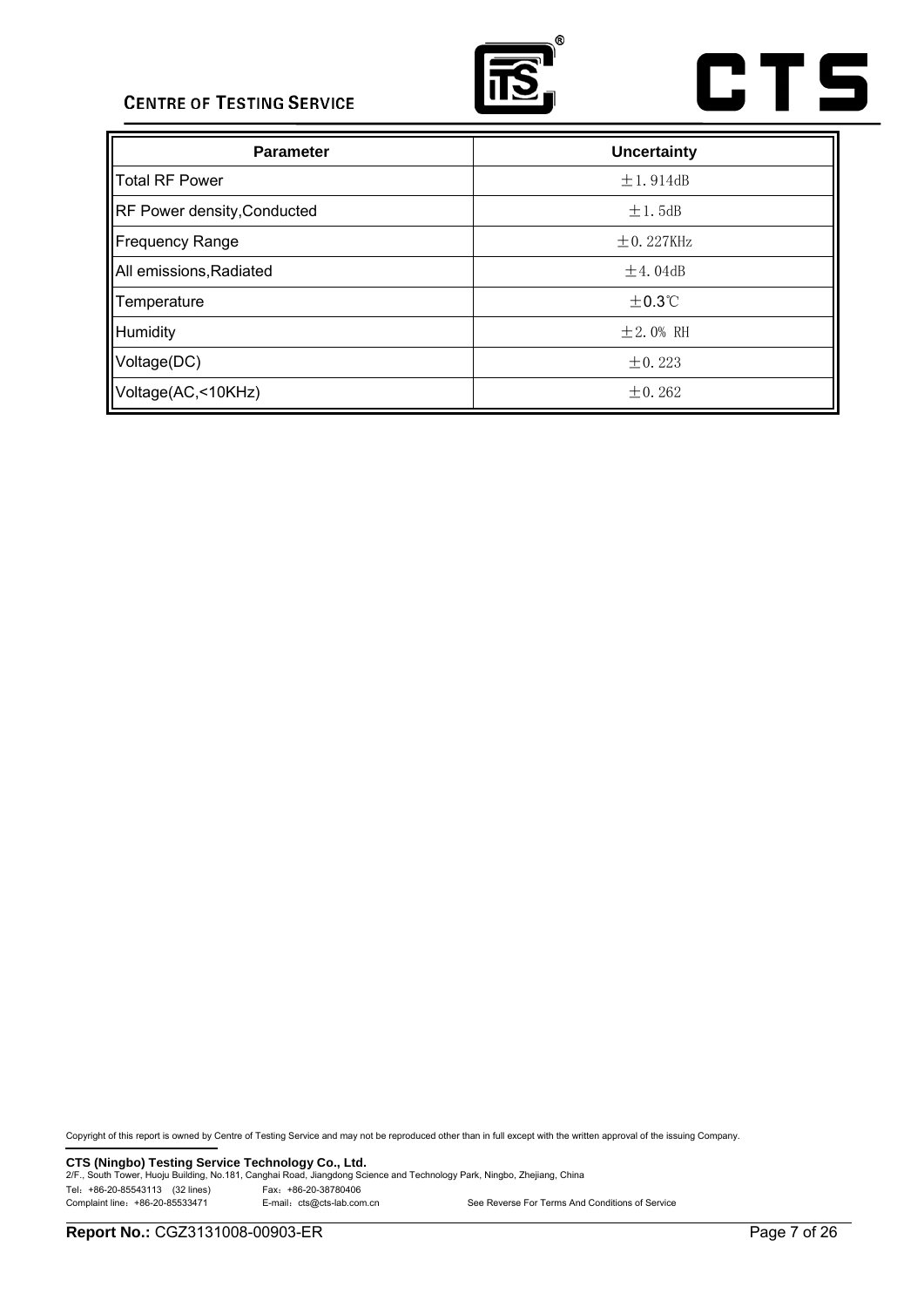| Parameter | Uncertainty |
| --- | --- |
| Total RF Power | ±1.914dB |
| RF Power density,Conducted | ±1.5dB |
| Frequency Range | ±0.227KHz |
| All emissions,Radiated | ±4.04dB |
| Temperature | ±0.3℃ |
| Humidity | ±2.0% RH |
| Voltage(DC) | ±0.223 |
| Voltage(AC,<10KHz) | ±0.262 |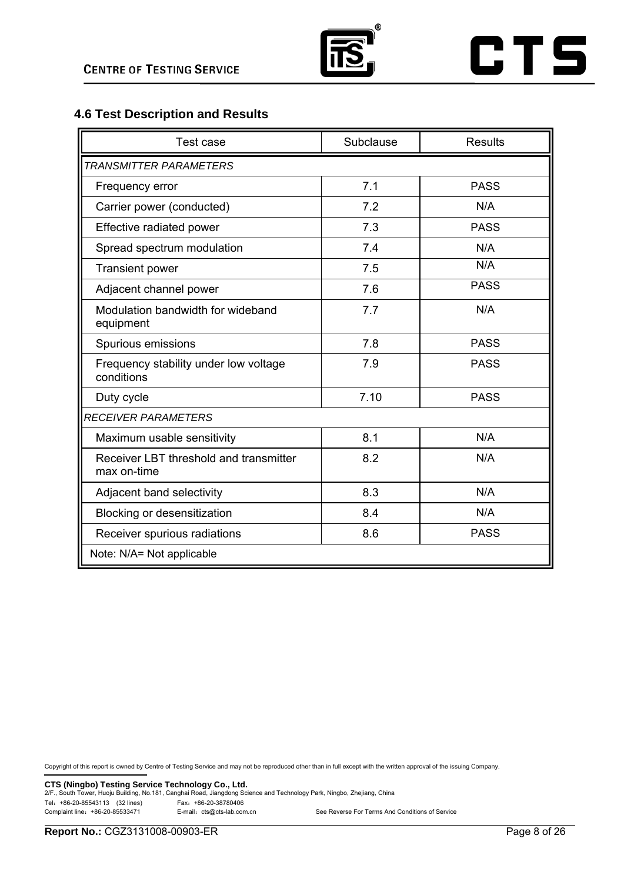## 4.6 Test Description and Results

| Test case | Subclause | Results |
|---|---|---|
| *TRANSMITTER PARAMETERS* | | |
| Frequency error | 7.1 | PASS |
| Carrier power (conducted) | 7.2 | N/A |
| Effective radiated power | 7.3 | PASS |
| Spread spectrum modulation | 7.4 | N/A |
| Transient power | 7.5 | N/A |
| Adjacent channel power | 7.6 | PASS |
| Modulation bandwidth for wideband equipment | 7.7 | N/A |
| Spurious emissions | 7.8 | PASS |
| Frequency stability under low voltage conditions | 7.9 | PASS |
| Duty cycle | 7.10 | PASS |
| *RECEIVER PARAMETERS* | | |
| Maximum usable sensitivity | 8.1 | N/A |
| Receiver LBT threshold and transmitter max on-time | 8.2 | N/A |
| Adjacent band selectivity | 8.3 | N/A |
| Blocking or desensitization | 8.4 | N/A |
| Receiver spurious radiations | 8.6 | PASS |
| Note: N/A= Not applicable | | |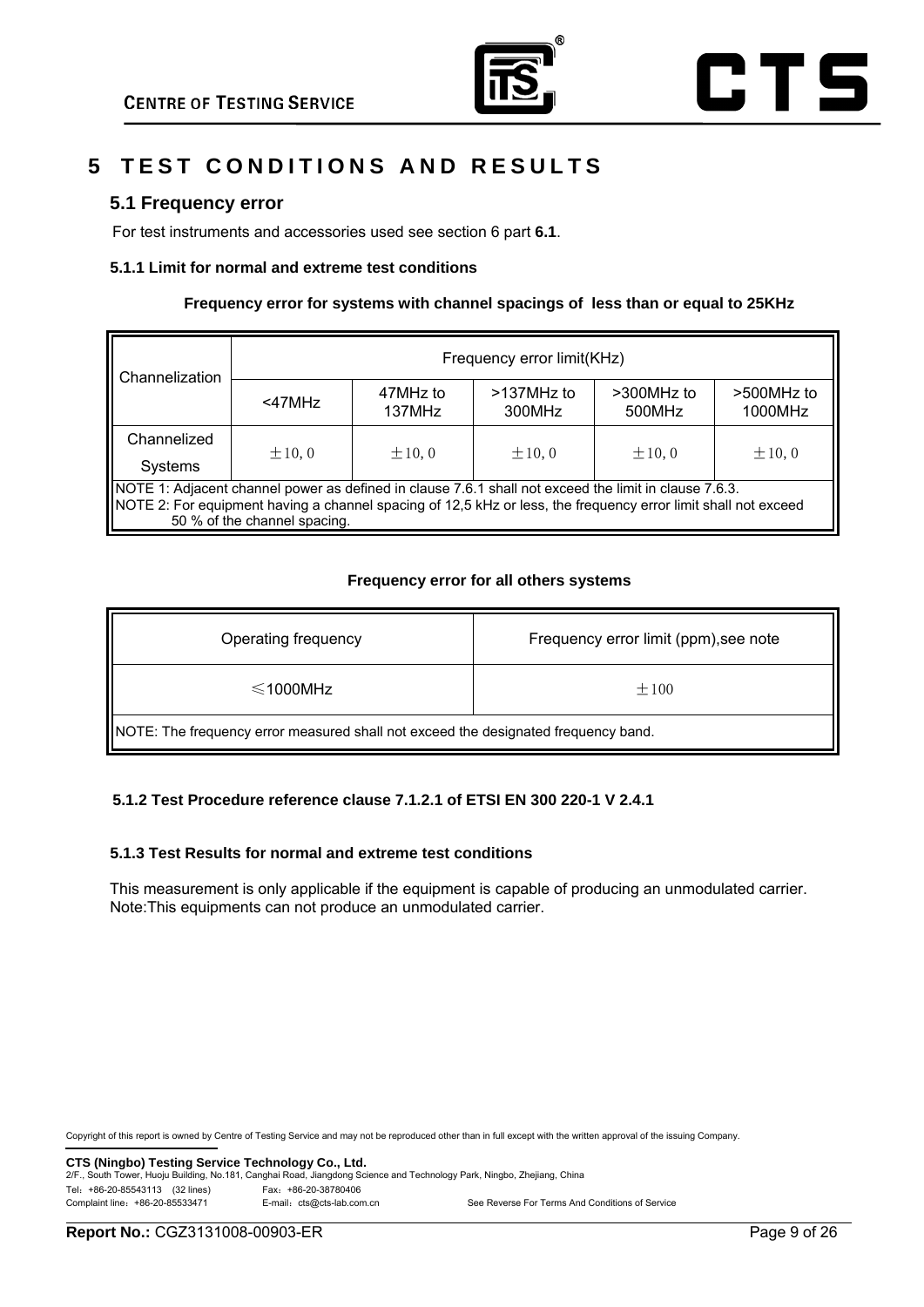# 5 TEST CONDITIONS AND RESULTS

## 5.1 Frequency error

For test instruments and accessories used see section 6 part **6.1**.

### 5.1.1 Limit for normal and extreme test conditions

**Frequency error for systems with channel spacings of less than or equal to 25KHz**

| Channelization | Frequency error limit(KHz) | | | | |
|---|---|---|---|---|---|
| | <47MHz | 47MHz to 137MHz | >137MHz to 300MHz | >300MHz to 500MHz | >500MHz to 1000MHz |
| Channelized Systems | ±10，0 | ±10，0 | ±10，0 | ±10，0 | ±10，0 |
| NOTE 1: Adjacent channel power as defined in clause 7.6.1 shall not exceed the limit in clause 7.6.3. NOTE 2: For equipment having a channel spacing of 12,5 kHz or less, the frequency error limit shall not exceed 50 % of the channel spacing. | | | | | |

**Frequency error for all others systems**

| Operating frequency | Frequency error limit (ppm),see note |
|---|---|
| ≤1000MHz | ±100 |
| NOTE: The frequency error measured shall not exceed the designated frequency band. | |

### 5.1.2 Test Procedure reference clause 7.1.2.1 of ETSI EN 300 220-1 V 2.4.1

### 5.1.3 Test Results for normal and extreme test conditions

This measurement is only applicable if the equipment is capable of producing an unmodulated carrier.
Note:This equipments can not produce an unmodulated carrier.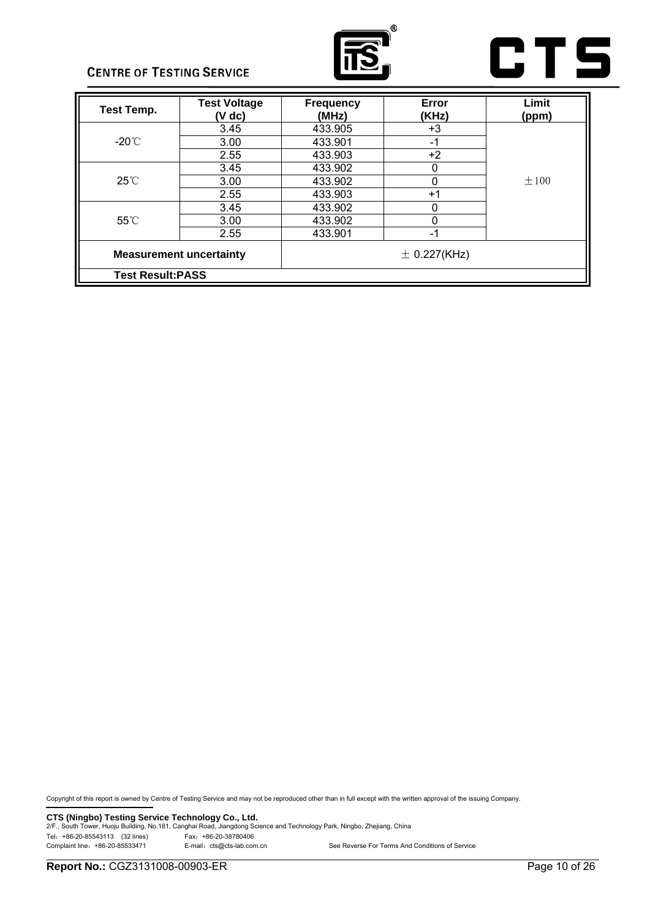| Test Temp. | Test Voltage (V dc) | Frequency (MHz) | Error (KHz) | Limit (ppm) |
|---|---|---|---|---|
| -20℃ | 3.45 | 433.905 | +3 | ±100 |
| | 3.00 | 433.901 | -1 | |
| | 2.55 | 433.903 | +2 | |
| 25℃ | 3.45 | 433.902 | 0 | |
| | 3.00 | 433.902 | 0 | |
| | 2.55 | 433.903 | +1 | |
| 55℃ | 3.45 | 433.902 | 0 | |
| | 3.00 | 433.902 | 0 | |
| | 2.55 | 433.901 | -1 | |
| **Measurement uncertainty** | | ± 0.227(KHz) | | |
| **Test Result:PASS** | | | | |

Copyright of this report is owned by Centre of Testing Service and may not be reproduced other than in full except with the written approval of the issuing Company.

**CTS (Ningbo) Testing Service Technology Co., Ltd.**
2/F., South Tower, Huoju Building, No.181, Canghai Road, Jiangdong Science and Technology Park, Ningbo, Zhejiang, China
Tel：+86-20-85543113 (32 lines) Fax：+86-20-38780406
Complaint line：+86-20-85533471 E-mail：cts@cts-lab.com.cn See Reverse For Terms And Conditions of Service

**Report No.:** CGZ3131008-00903-ER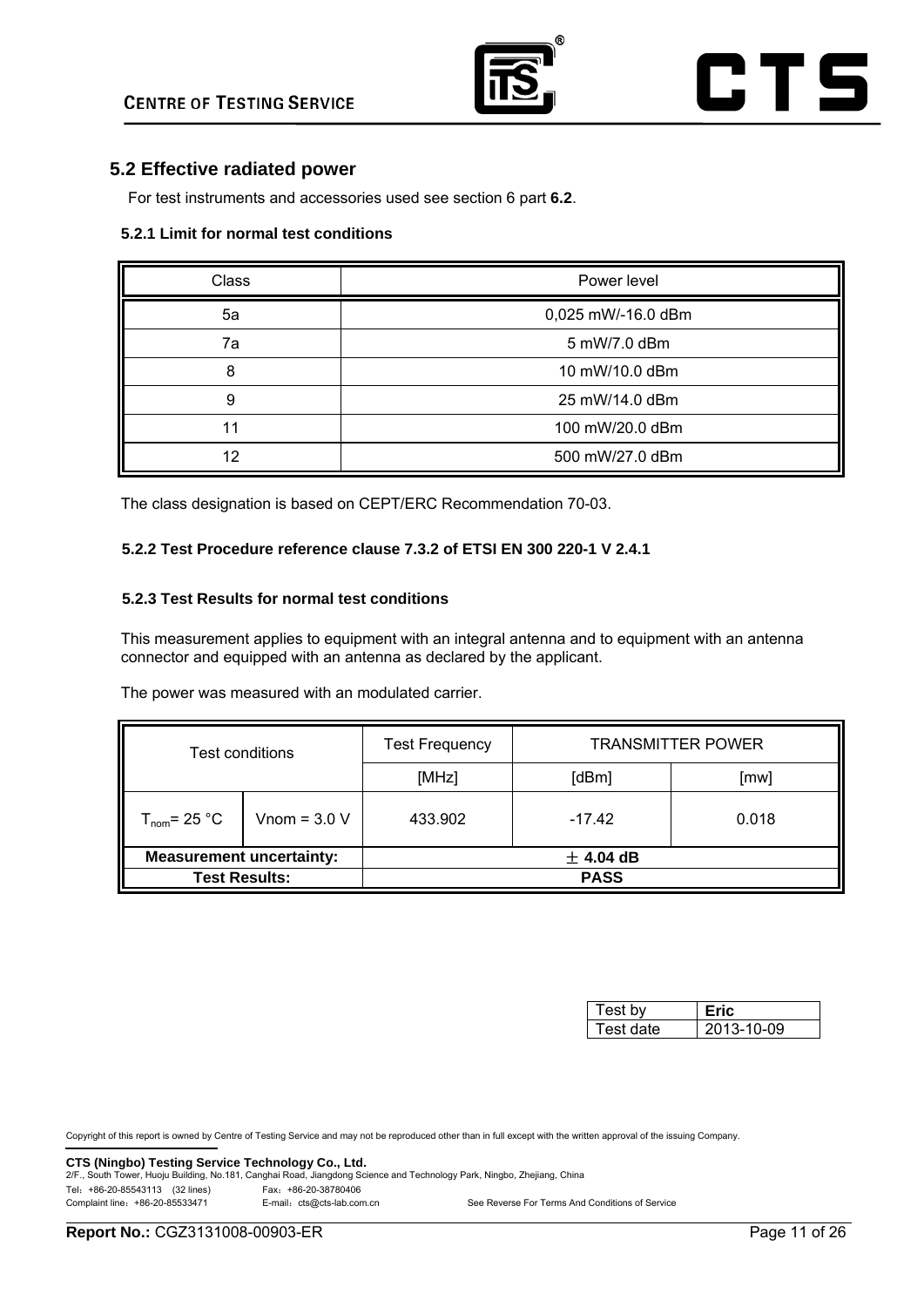## 5.2 Effective radiated power

For test instruments and accessories used see section 6 part **6.2**.

### 5.2.1 Limit for normal test conditions

| Class | Power level |
|---|---|
| 5a | 0,025 mW/-16.0 dBm |
| 7a | 5 mW/7.0 dBm |
| 8 | 10 mW/10.0 dBm |
| 9 | 25 mW/14.0 dBm |
| 11 | 100 mW/20.0 dBm |
| 12 | 500 mW/27.0 dBm |

The class designation is based on CEPT/ERC Recommendation 70-03.

### 5.2.2 Test Procedure reference clause 7.3.2 of ETSI EN 300 220-1 V 2.4.1

### 5.2.3 Test Results for normal test conditions

This measurement applies to equipment with an integral antenna and to equipment with an antenna connector and equipped with an antenna as declared by the applicant.

The power was measured with an modulated carrier.

| Test conditions | | Test Frequency | TRANSMITTER POWER | |
|---|---|---|---|---|
| | | [MHz] | [dBm] | [mw] |
| $T_{nom}$= 25 °C | Vnom = 3.0 V | 433.902 | -17.42 | 0.018 |
| **Measurement uncertainty:** | | ± **4.04 dB** | | |
| **Test Results:** | | **PASS** | | |

| Test by | **Eric** |
|---|---|
| Test date | 2013-10-09 |

Copyright of this report is owned by Centre of Testing Service and may not be reproduced other than in full except with the written approval of the issuing Company.

**CTS (Ningbo) Testing Service Technology Co., Ltd.**
2/F., South Tower, Huoju Building, No.181, Canghai Road, Jiangdong Science and Technology Park, Ningbo, Zhejiang, China
Tel：+86-20-85543113 (32 lines) Fax：+86-20-38780406
Complaint line：+86-20-85533471 E-mail：cts@cts-lab.com.cn See Reverse For Terms And Conditions of Service

**Report No.:** CGZ3131008-00903-ER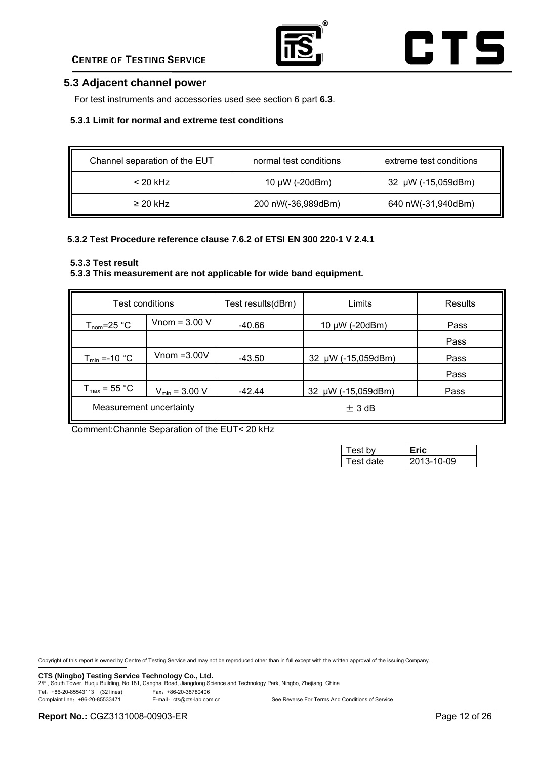## 5.3 Adjacent channel power

For test instruments and accessories used see section 6 part **6.3**.

### 5.3.1 Limit for normal and extreme test conditions

| Channel separation of the EUT | normal test conditions | extreme test conditions |
|---|---|---|
| < 20 kHz | 10 μW (-20dBm) | 32 μW (-15,059dBm) |
| ≥ 20 kHz | 200 nW(-36,989dBm) | 640 nW(-31,940dBm) |

### 5.3.2 Test Procedure reference clause 7.6.2 of ETSI EN 300 220-1 V 2.4.1

### 5.3.3 Test result

### 5.3.3 This measurement are not applicable for wide band equipment.

| Test conditions | | Test results(dBm) | Limits | Results |
|---|---|---|---|---|
| $T_{nom}$=25 °C | Vnom = 3.00 V | -40.66 | 10 μW (-20dBm) | Pass |
| | | | | Pass |
| $T_{min}$ =-10 °C | Vnom =3.00V | -43.50 | 32 μW (-15,059dBm) | Pass |
| | | | | Pass |
| $T_{max}$ = 55 °C | $V_{min}$ = 3.00 V | -42.44 | 32 μW (-15,059dBm) | Pass |
| Measurement uncertainty | | ± 3 dB | | |

Comment:Channle Separation of the EUT< 20 kHz

| Test by | **Eric** |
|---|---|
| Test date | 2013-10-09 |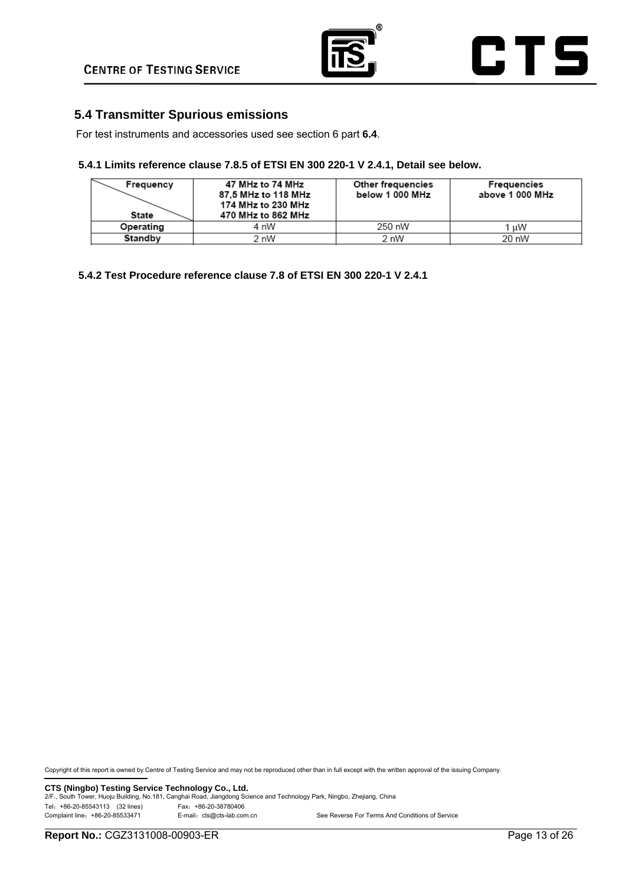## 5.4 Transmitter Spurious emissions

For test instruments and accessories used see section 6 part **6.4**.

### 5.4.1 Limits reference clause 7.8.5 of ETSI EN 300 220-1 V 2.4.1, Detail see below.

| Frequency / State | 47 MHz to 74 MHz<br>87,5 MHz to 118 MHz<br>174 MHz to 230 MHz<br>470 MHz to 862 MHz | Other frequencies below 1 000 MHz | Frequencies above 1 000 MHz |
|---|---|---|---|
| Operating | 4 nW | 250 nW | 1 μW |
| Standby | 2 nW | 2 nW | 20 nW |

### 5.4.2 Test Procedure reference clause 7.8 of ETSI EN 300 220-1 V 2.4.1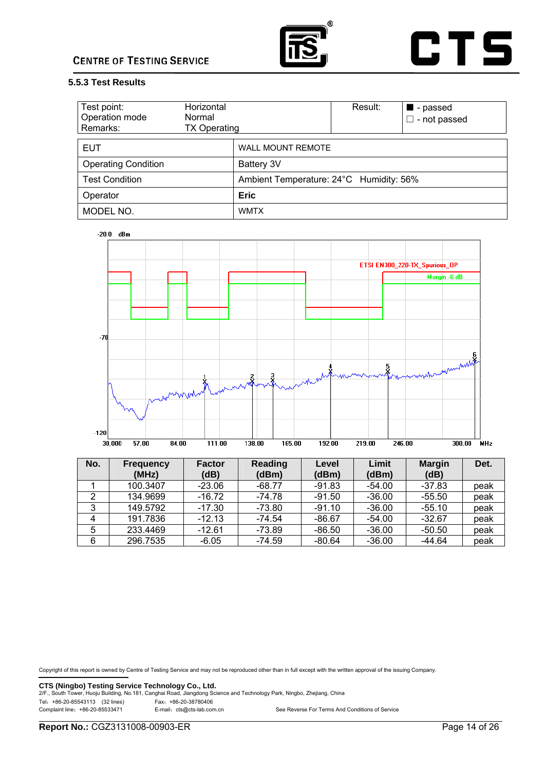### 5.5.3 Test Results

| Test point: | Horizontal | Result: | ■ - passed |
|---|---|---|---|
| Operation mode | Normal | | ☐ - not passed |
| Remarks: | TX Operating | | |

| EUT | WALL MOUNT REMOTE |
|---|---|
| Operating Condition | Battery 3V |
| Test Condition | Ambient Temperature: 24°C Humidity: 56% |
| Operator | **Eric** |
| MODEL NO. | WMTX |

| No. | Frequency (MHz) | Factor (dB) | Reading (dBm) | Level (dBm) | Limit (dBm) | Margin (dB) | Det. |
|---|---|---|---|---|---|---|---|
| 1 | 100.3407 | -23.06 | -68.77 | -91.83 | -54.00 | -37.83 | peak |
| 2 | 134.9699 | -16.72 | -74.78 | -91.50 | -36.00 | -55.50 | peak |
| 3 | 149.5792 | -17.30 | -73.80 | -91.10 | -36.00 | -55.10 | peak |
| 4 | 191.7836 | -12.13 | -74.54 | -86.67 | -54.00 | -32.67 | peak |
| 5 | 233.4469 | -12.61 | -73.89 | -86.50 | -36.00 | -50.50 | peak |
| 6 | 296.7535 | -6.05 | -74.59 | -80.64 | -36.00 | -44.64 | peak |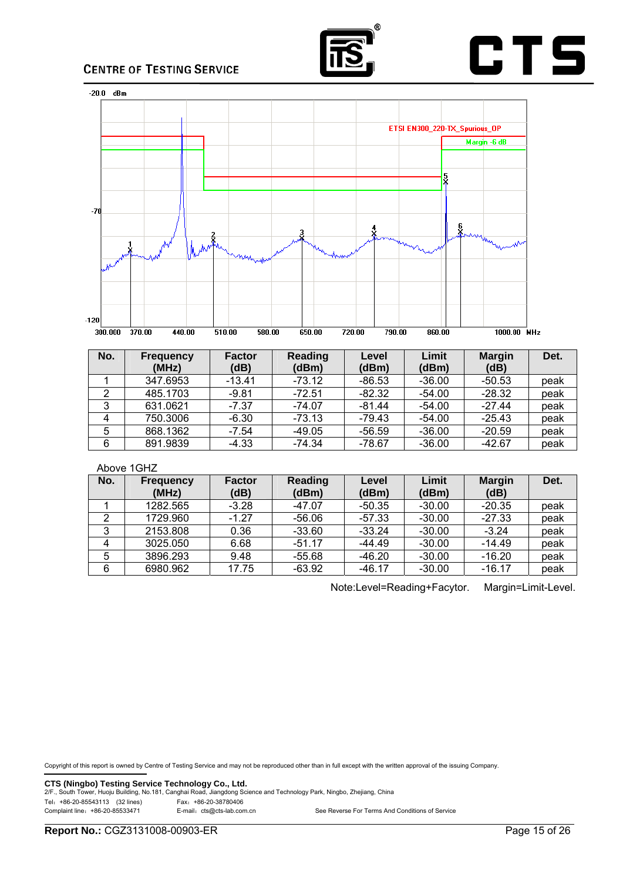| No. | Frequency (MHz) | Factor (dB) | Reading (dBm) | Level (dBm) | Limit (dBm) | Margin (dB) | Det. |
|---|---|---|---|---|---|---|---|
| 1 | 347.6953 | -13.41 | -73.12 | -86.53 | -36.00 | -50.53 | peak |
| 2 | 485.1703 | -9.81 | -72.51 | -82.32 | -54.00 | -28.32 | peak |
| 3 | 631.0621 | -7.37 | -74.07 | -81.44 | -54.00 | -27.44 | peak |
| 4 | 750.3006 | -6.30 | -73.13 | -79.43 | -54.00 | -25.43 | peak |
| 5 | 868.1362 | -7.54 | -49.05 | -56.59 | -36.00 | -20.59 | peak |
| 6 | 891.9839 | -4.33 | -74.34 | -78.67 | -36.00 | -42.67 | peak |

Above 1GHZ

| No. | Frequency (MHz) | Factor (dB) | Reading (dBm) | Level (dBm) | Limit (dBm) | Margin (dB) | Det. |
|---|---|---|---|---|---|---|---|
| 1 | 1282.565 | -3.28 | -47.07 | -50.35 | -30.00 | -20.35 | peak |
| 2 | 1729.960 | -1.27 | -56.06 | -57.33 | -30.00 | -27.33 | peak |
| 3 | 2153.808 | 0.36 | -33.60 | -33.24 | -30.00 | -3.24 | peak |
| 4 | 3025.050 | 6.68 | -51.17 | -44.49 | -30.00 | -14.49 | peak |
| 5 | 3896.293 | 9.48 | -55.68 | -46.20 | -30.00 | -16.20 | peak |
| 6 | 6980.962 | 17.75 | -63.92 | -46.17 | -30.00 | -16.17 | peak |

Note:Level=Reading+Facytor. Margin=Limit-Level.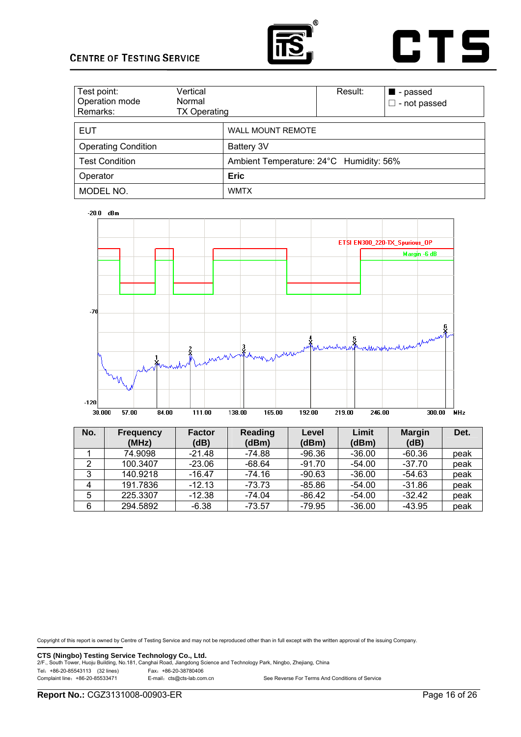| Test point: | Vertical | Result: | ■ - passed |
|---|---|---|---|
| Operation mode | Normal | | □ - not passed |
| Remarks: | TX Operating | | |

| EUT | WALL MOUNT REMOTE |
|---|---|
| Operating Condition | Battery 3V |
| Test Condition | Ambient Temperature: 24°C Humidity: 56% |
| Operator | **Eric** |
| MODEL NO. | WMTX |

| No. | Frequency (MHz) | Factor (dB) | Reading (dBm) | Level (dBm) | Limit (dBm) | Margin (dB) | Det. |
|---|---|---|---|---|---|---|---|
| 1 | 74.9098 | -21.48 | -74.88 | -96.36 | -36.00 | -60.36 | peak |
| 2 | 100.3407 | -23.06 | -68.64 | -91.70 | -54.00 | -37.70 | peak |
| 3 | 140.9218 | -16.47 | -74.16 | -90.63 | -36.00 | -54.63 | peak |
| 4 | 191.7836 | -12.13 | -73.73 | -85.86 | -54.00 | -31.86 | peak |
| 5 | 225.3307 | -12.38 | -74.04 | -86.42 | -54.00 | -32.42 | peak |
| 6 | 294.5892 | -6.38 | -73.57 | -79.95 | -36.00 | -43.95 | peak |

Copyright of this report is owned by Centre of Testing Service and may not be reproduced other than in full except with the written approval of the issuing Company.

**CTS (Ningbo) Testing Service Technology Co., Ltd.**
2/F., South Tower, Huoju Building, No.181, Canghai Road, Jiangdong Science and Technology Park, Ningbo, Zhejiang, China
Tel：+86-20-85543113 (32 lines) Fax：+86-20-38780406
Complaint line：+86-20-85533471 E-mail：cts@cts-lab.com.cn See Reverse For Terms And Conditions of Service

**Report No.:** CGZ3131008-00903-ER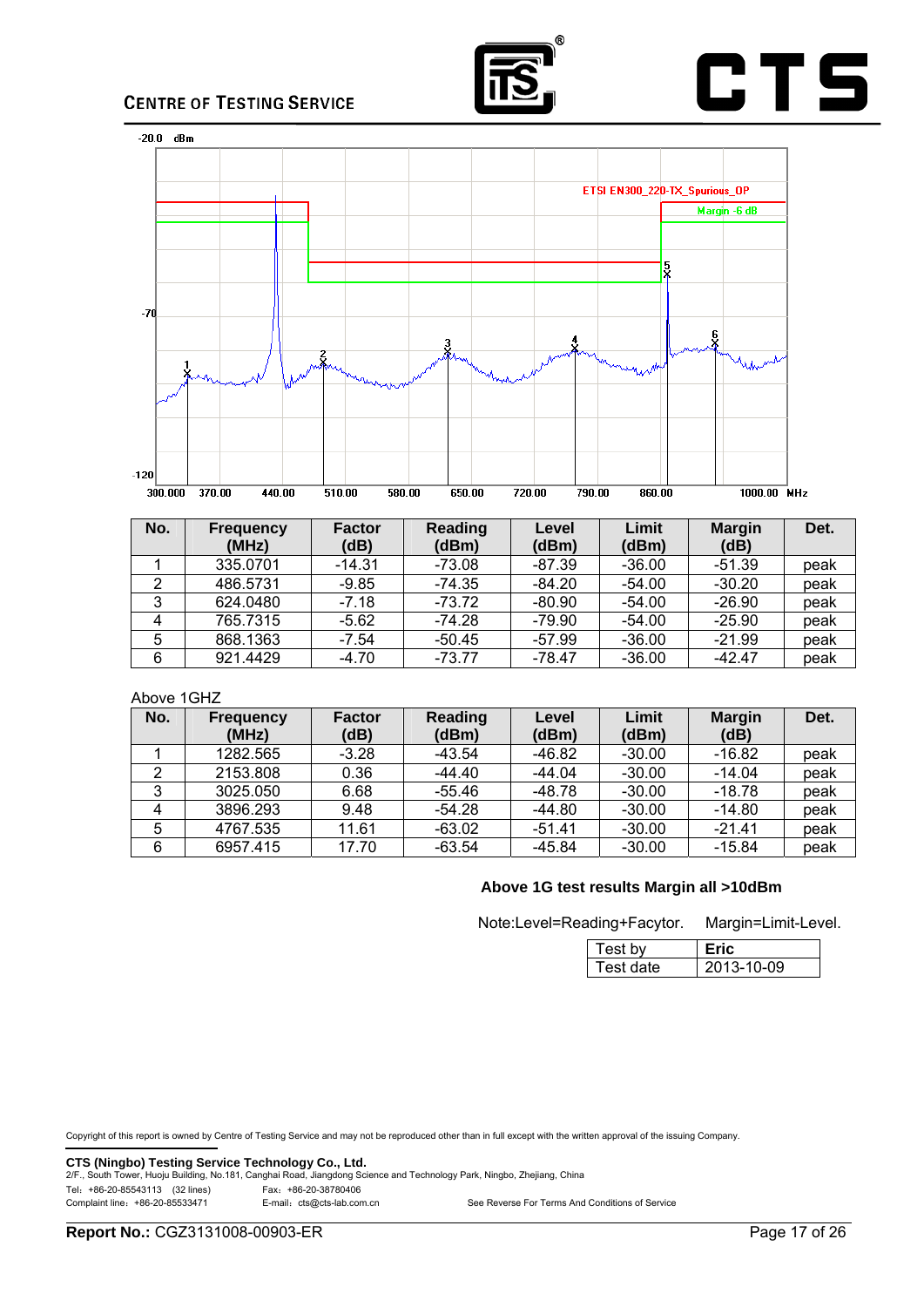| No. | Frequency (MHz) | Factor (dB) | Reading (dBm) | Level (dBm) | Limit (dBm) | Margin (dB) | Det. |
|---|---|---|---|---|---|---|---|
| 1 | 335.0701 | -14.31 | -73.08 | -87.39 | -36.00 | -51.39 | peak |
| 2 | 486.5731 | -9.85 | -74.35 | -84.20 | -54.00 | -30.20 | peak |
| 3 | 624.0480 | -7.18 | -73.72 | -80.90 | -54.00 | -26.90 | peak |
| 4 | 765.7315 | -5.62 | -74.28 | -79.90 | -54.00 | -25.90 | peak |
| 5 | 868.1363 | -7.54 | -50.45 | -57.99 | -36.00 | -21.99 | peak |
| 6 | 921.4429 | -4.70 | -73.77 | -78.47 | -36.00 | -42.47 | peak |

Above 1GHZ

| No. | Frequency (MHz) | Factor (dB) | Reading (dBm) | Level (dBm) | Limit (dBm) | Margin (dB) | Det. |
|---|---|---|---|---|---|---|---|
| 1 | 1282.565 | -3.28 | -43.54 | -46.82 | -30.00 | -16.82 | peak |
| 2 | 2153.808 | 0.36 | -44.40 | -44.04 | -30.00 | -14.04 | peak |
| 3 | 3025.050 | 6.68 | -55.46 | -48.78 | -30.00 | -18.78 | peak |
| 4 | 3896.293 | 9.48 | -54.28 | -44.80 | -30.00 | -14.80 | peak |
| 5 | 4767.535 | 11.61 | -63.02 | -51.41 | -30.00 | -21.41 | peak |
| 6 | 6957.415 | 17.70 | -63.54 | -45.84 | -30.00 | -15.84 | peak |

**Above 1G test results Margin all >10dBm**

Note:Level=Reading+Facytor. Margin=Limit-Level.

| Test by | **Eric** |
|---|---|
| Test date | 2013-10-09 |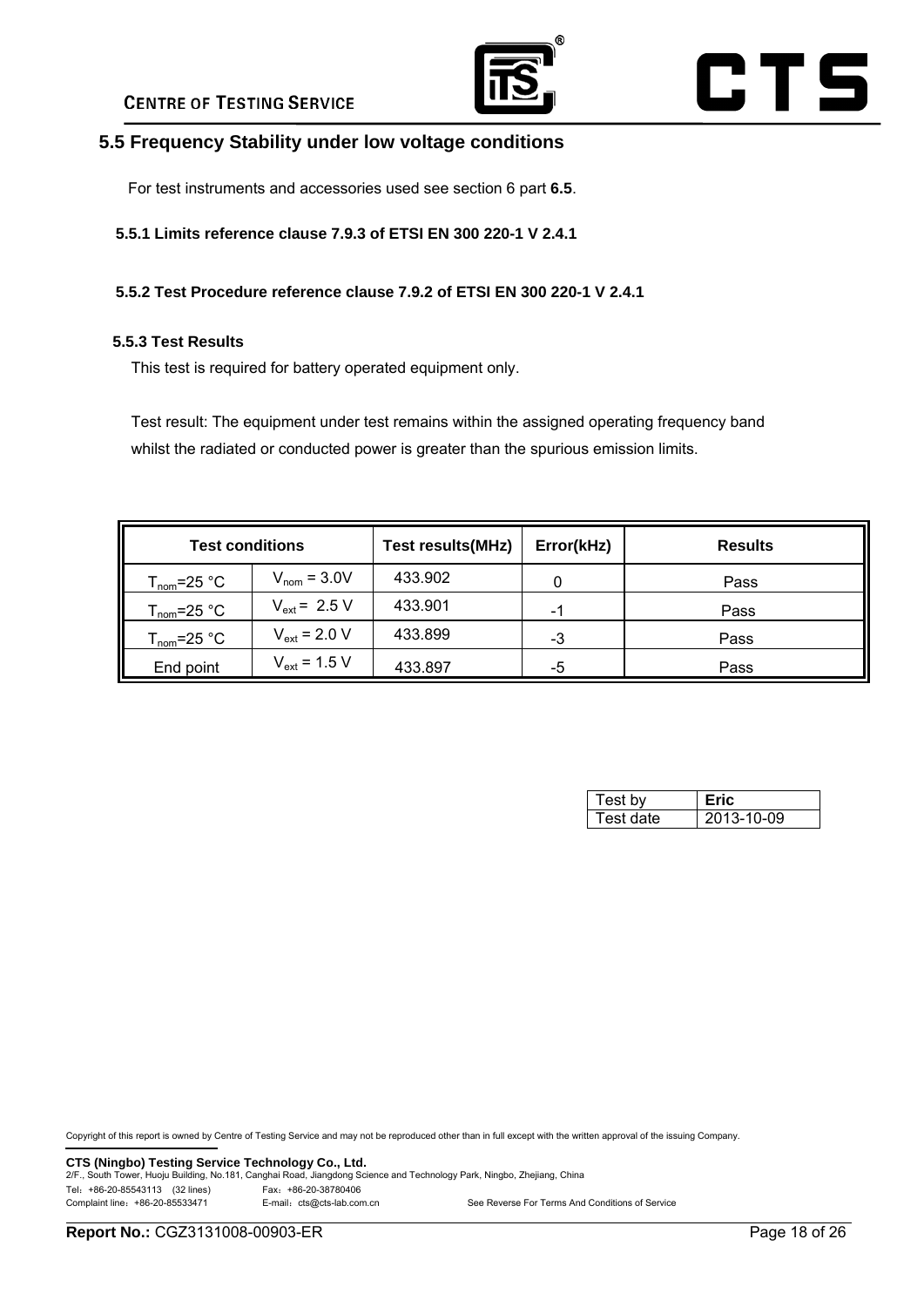## 5.5 Frequency Stability under low voltage conditions

For test instruments and accessories used see section 6 part **6.5**.

### 5.5.1 Limits reference clause 7.9.3 of ETSI EN 300 220-1 V 2.4.1

### 5.5.2 Test Procedure reference clause 7.9.2 of ETSI EN 300 220-1 V 2.4.1

### 5.5.3 Test Results

This test is required for battery operated equipment only.

Test result: The equipment under test remains within the assigned operating frequency band whilst the radiated or conducted power is greater than the spurious emission limits.

| Test conditions | | Test results(MHz) | Error(kHz) | Results |
|---|---|---|---|---|
| $T_{nom}$=25 °C | $V_{nom}$ = 3.0V | 433.902 | 0 | Pass |
| $T_{nom}$=25 °C | $V_{ext}$ = 2.5 V | 433.901 | -1 | Pass |
| $T_{nom}$=25 °C | $V_{ext}$ = 2.0 V | 433.899 | -3 | Pass |
| End point | $V_{ext}$ = 1.5 V | 433.897 | -5 | Pass |

| Test by | **Eric** |
|---|---|
| Test date | 2013-10-09 |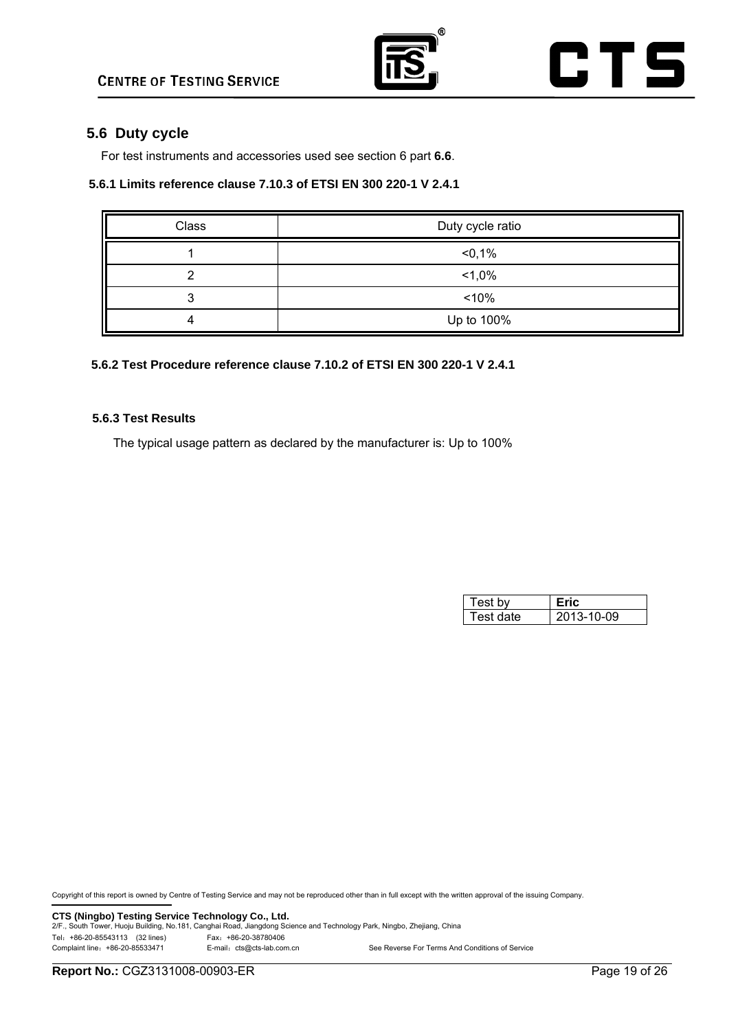## 5.6 Duty cycle

For test instruments and accessories used see section 6 part **6.6**.

### 5.6.1 Limits reference clause 7.10.3 of ETSI EN 300 220-1 V 2.4.1

| Class | Duty cycle ratio |
|---|---|
| 1 | <0,1% |
| 2 | <1,0% |
| 3 | <10% |
| 4 | Up to 100% |

### 5.6.2 Test Procedure reference clause 7.10.2 of ETSI EN 300 220-1 V 2.4.1

### 5.6.3 Test Results

The typical usage pattern as declared by the manufacturer is: Up to 100%

| Test by | **Eric** |
|---|---|
| Test date | 2013-10-09 |

Copyright of this report is owned by Centre of Testing Service and may not be reproduced other than in full except with the written approval of the issuing Company.

**CTS (Ningbo) Testing Service Technology Co., Ltd.**
2/F., South Tower, Huoju Building, No.181, Canghai Road, Jiangdong Science and Technology Park, Ningbo, Zhejiang, China
Tel：+86-20-85543113 (32 lines) Fax：+86-20-38780406
Complaint line：+86-20-85533471 E-mail：cts@cts-lab.com.cn See Reverse For Terms And Conditions of Service

**Report No.:** CGZ3131008-00903-ER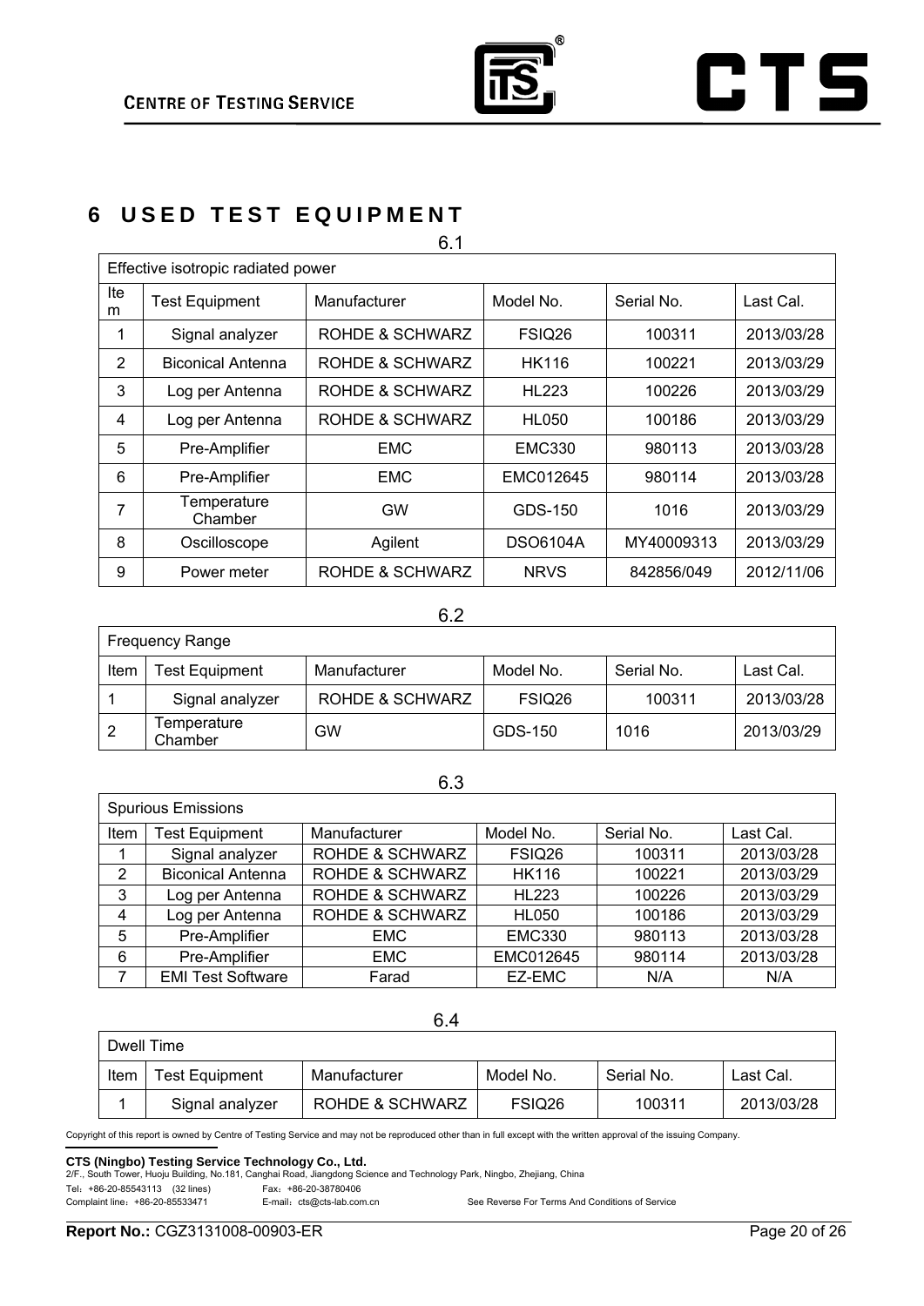# 6 USED TEST EQUIPMENT

6.1

| Effective isotropic radiated power | | | | | |
|---|---|---|---|---|---|
| Item | Test Equipment | Manufacturer | Model No. | Serial No. | Last Cal. |
| 1 | Signal analyzer | ROHDE & SCHWARZ | FSIQ26 | 100311 | 2013/03/28 |
| 2 | Biconical Antenna | ROHDE & SCHWARZ | HK116 | 100221 | 2013/03/29 |
| 3 | Log per Antenna | ROHDE & SCHWARZ | HL223 | 100226 | 2013/03/29 |
| 4 | Log per Antenna | ROHDE & SCHWARZ | HL050 | 100186 | 2013/03/29 |
| 5 | Pre-Amplifier | EMC | EMC330 | 980113 | 2013/03/28 |
| 6 | Pre-Amplifier | EMC | EMC012645 | 980114 | 2013/03/28 |
| 7 | Temperature Chamber | GW | GDS-150 | 1016 | 2013/03/29 |
| 8 | Oscilloscope | Agilent | DSO6104A | MY40009313 | 2013/03/29 |
| 9 | Power meter | ROHDE & SCHWARZ | NRVS | 842856/049 | 2012/11/06 |

6.2

| Frequency Range | | | | | |
|---|---|---|---|---|---|
| Item | Test Equipment | Manufacturer | Model No. | Serial No. | Last Cal. |
| 1 | Signal analyzer | ROHDE & SCHWARZ | FSIQ26 | 100311 | 2013/03/28 |
| 2 | Temperature Chamber | GW | GDS-150 | 1016 | 2013/03/29 |

6.3

| Spurious Emissions | | | | | |
|---|---|---|---|---|---|
| Item | Test Equipment | Manufacturer | Model No. | Serial No. | Last Cal. |
| 1 | Signal analyzer | ROHDE & SCHWARZ | FSIQ26 | 100311 | 2013/03/28 |
| 2 | Biconical Antenna | ROHDE & SCHWARZ | HK116 | 100221 | 2013/03/29 |
| 3 | Log per Antenna | ROHDE & SCHWARZ | HL223 | 100226 | 2013/03/29 |
| 4 | Log per Antenna | ROHDE & SCHWARZ | HL050 | 100186 | 2013/03/29 |
| 5 | Pre-Amplifier | EMC | EMC330 | 980113 | 2013/03/28 |
| 6 | Pre-Amplifier | EMC | EMC012645 | 980114 | 2013/03/28 |
| 7 | EMI Test Software | Farad | EZ-EMC | N/A | N/A |

6.4

| Dwell Time | | | | | |
|---|---|---|---|---|---|
| Item | Test Equipment | Manufacturer | Model No. | Serial No. | Last Cal. |
| 1 | Signal analyzer | ROHDE & SCHWARZ | FSIQ26 | 100311 | 2013/03/28 |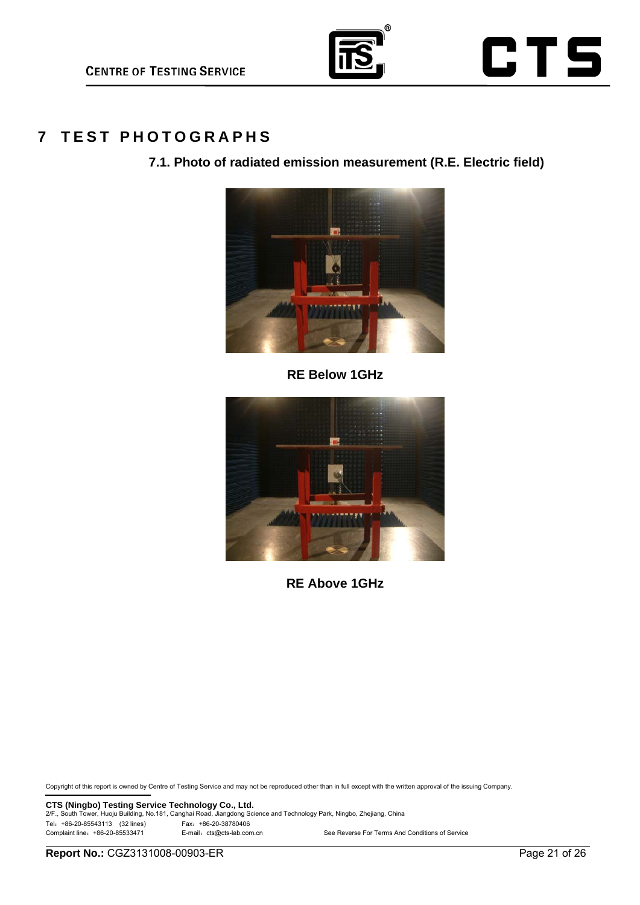# 7 TEST PHOTOGRAPHS

## 7.1. Photo of radiated emission measurement (R.E. Electric field)

RE Below 1GHz

RE Above 1GHz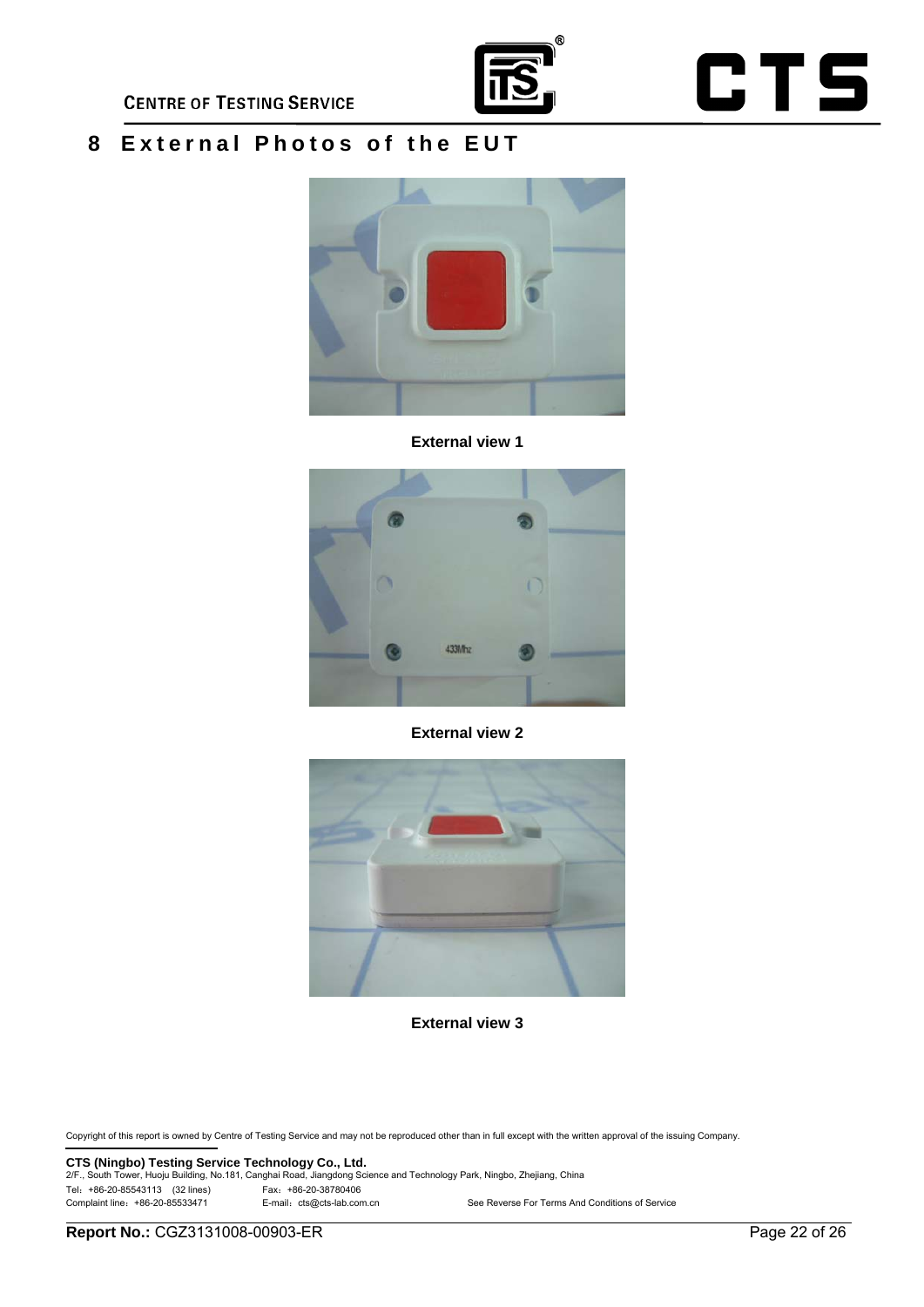# 8 External Photos of the EUT

External view 1

External view 2

External view 3

Copyright of this report is owned by Centre of Testing Service and may not be reproduced other than in full except with the written approval of the issuing Company.

**CTS (Ningbo) Testing Service Technology Co., Ltd.**
2/F., South Tower, Huoju Building, No.181, Canghai Road, Jiangdong Science and Technology Park, Ningbo, Zhejiang, China
Tel：+86-20-85543113 (32 lines) Fax：+86-20-38780406
Complaint line：+86-20-85533471 E-mail：cts@cts-lab.com.cn See Reverse For Terms And Conditions of Service

**Report No.:** CGZ3131008-00903-ER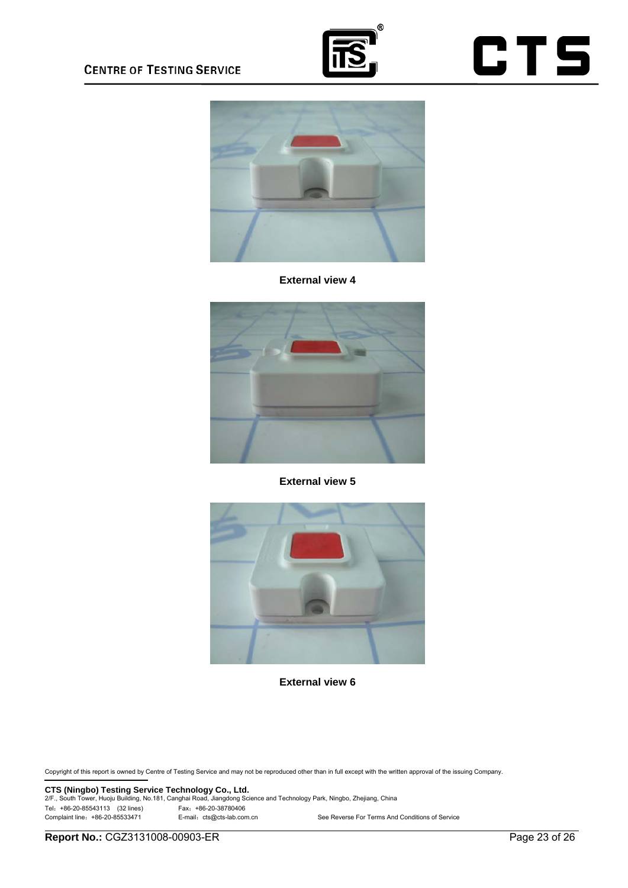External view 4

External view 5

External view 6

Copyright of this report is owned by Centre of Testing Service and may not be reproduced other than in full except with the written approval of the issuing Company.

**CTS (Ningbo) Testing Service Technology Co., Ltd.**
2/F., South Tower, Huoju Building, No.181, Canghai Road, Jiangdong Science and Technology Park, Ningbo, Zhejiang, China
Tel：+86-20-85543113 (32 lines) Fax：+86-20-38780406
Complaint line：+86-20-85533471 E-mail：cts@cts-lab.com.cn See Reverse For Terms And Conditions of Service

**Report No.:** CGZ3131008-00903-ER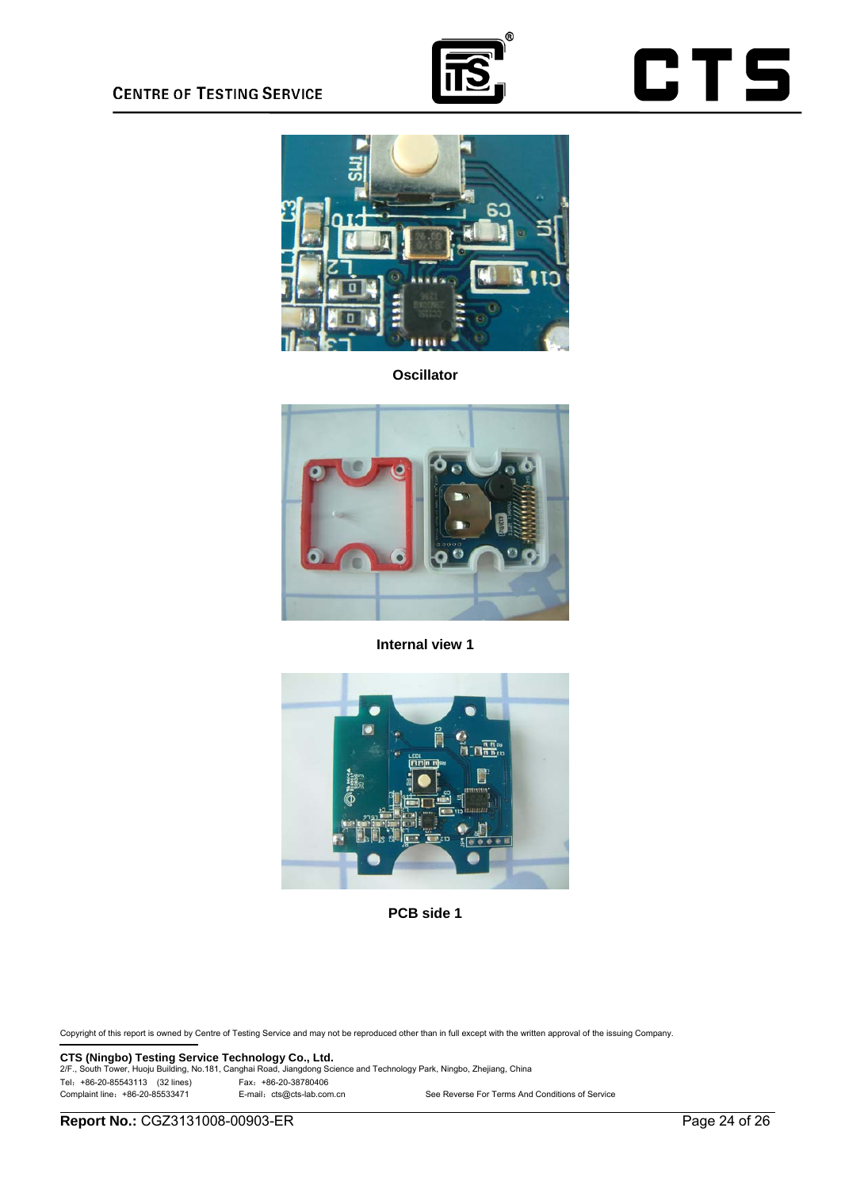Oscillator

Internal view 1

PCB side 1

Copyright of this report is owned by Centre of Testing Service and may not be reproduced other than in full except with the written approval of the issuing Company.

**CTS (Ningbo) Testing Service Technology Co., Ltd.**
2/F., South Tower, Huoju Building, No.181, Canghai Road, Jiangdong Science and Technology Park, Ningbo, Zhejiang, China
Tel：+86-20-85543113 (32 lines) Fax：+86-20-38780406
Complaint line：+86-20-85533471 E-mail：cts@cts-lab.com.cn See Reverse For Terms And Conditions of Service

**Report No.:** CGZ3131008-00903-ER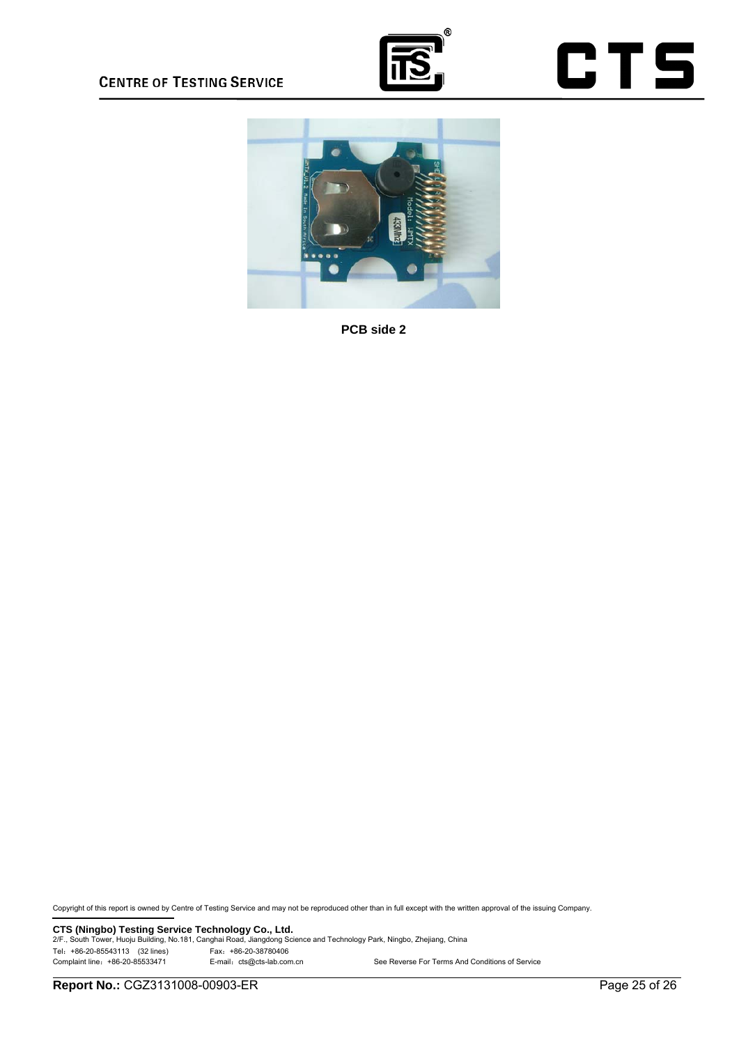PCB side 2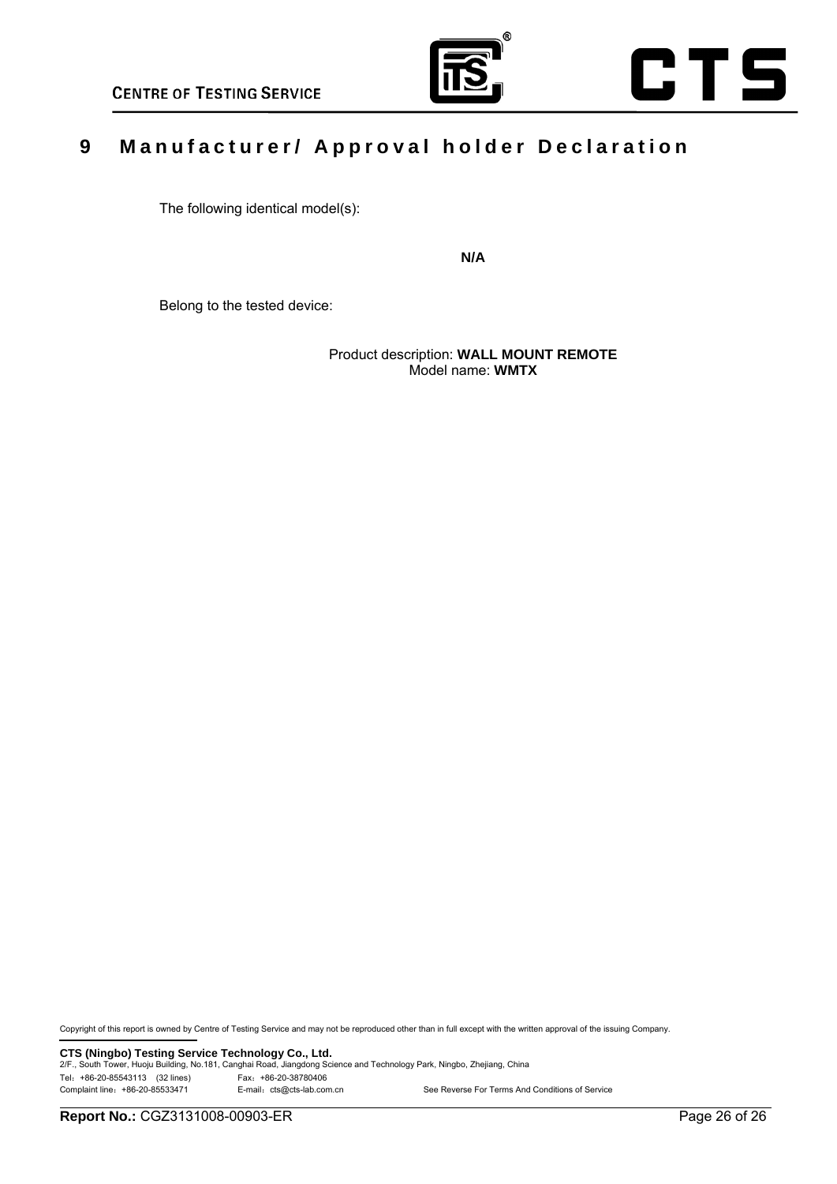# 9 Manufacturer/ Approval holder Declaration

The following identical model(s):

**N/A**

Belong to the tested device:

Product description: **WALL MOUNT REMOTE**
Model name: **WMTX**